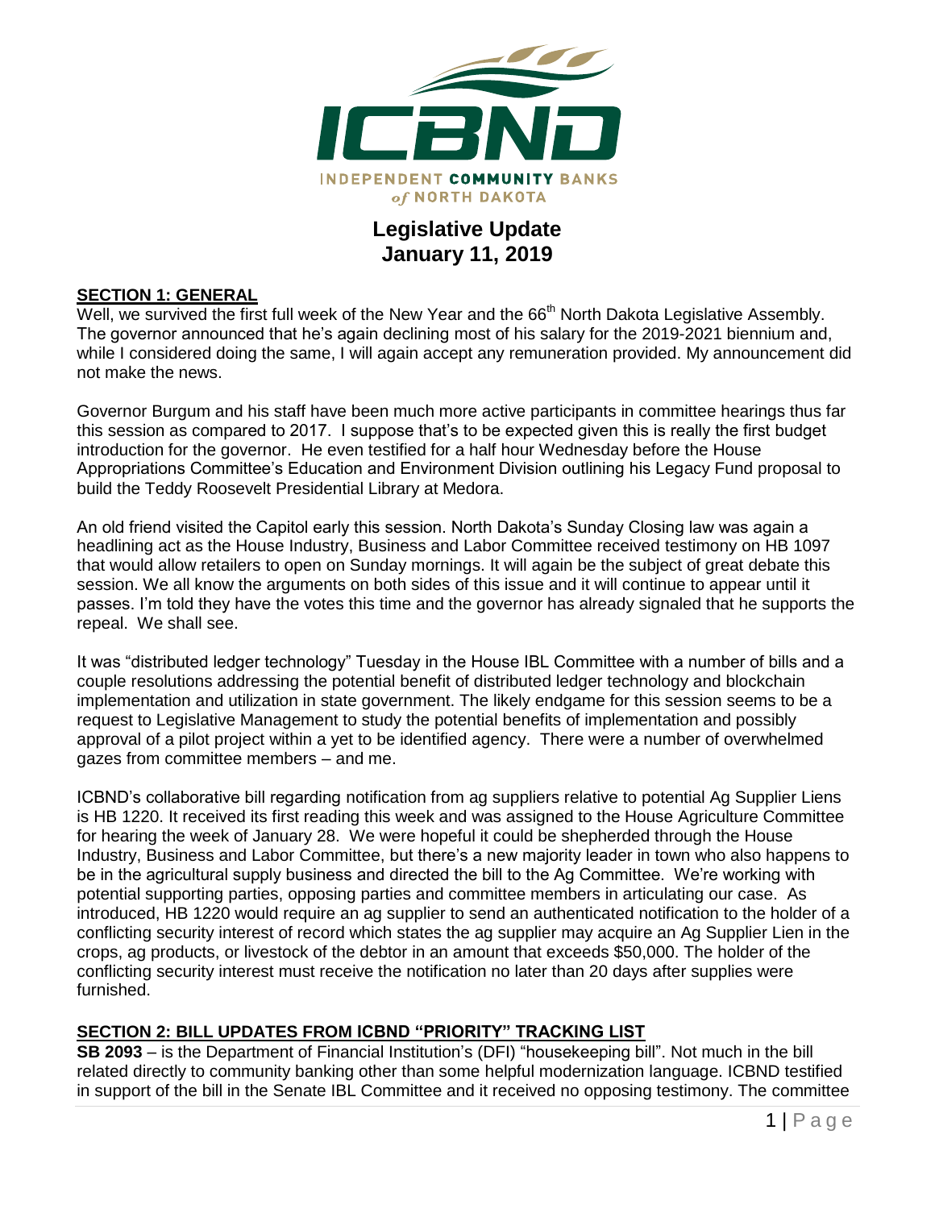INDEPENDENT COMMUNITY BANKS of NORTH DAKOTA

# Legislative Update
## January 11, 2019

**SECTION 1: GENERAL**

Well, we survived the first full week of the New Year and the 66th North Dakota Legislative Assembly. The governor announced that he's again declining most of his salary for the 2019-2021 biennium and, while I considered doing the same, I will again accept any remuneration provided. My announcement did not make the news.

Governor Burgum and his staff have been much more active participants in committee hearings thus far this session as compared to 2017. I suppose that's to be expected given this is really the first budget introduction for the governor. He even testified for a half hour Wednesday before the House Appropriations Committee's Education and Environment Division outlining his Legacy Fund proposal to build the Teddy Roosevelt Presidential Library at Medora.

An old friend visited the Capitol early this session. North Dakota's Sunday Closing law was again a headlining act as the House Industry, Business and Labor Committee received testimony on HB 1097 that would allow retailers to open on Sunday mornings. It will again be the subject of great debate this session. We all know the arguments on both sides of this issue and it will continue to appear until it passes. I'm told they have the votes this time and the governor has already signaled that he supports the repeal. We shall see.

It was "distributed ledger technology" Tuesday in the House IBL Committee with a number of bills and a couple resolutions addressing the potential benefit of distributed ledger technology and blockchain implementation and utilization in state government. The likely endgame for this session seems to be a request to Legislative Management to study the potential benefits of implementation and possibly approval of a pilot project within a yet to be identified agency. There were a number of overwhelmed gazes from committee members – and me.

ICBND's collaborative bill regarding notification from ag suppliers relative to potential Ag Supplier Liens is HB 1220. It received its first reading this week and was assigned to the House Agriculture Committee for hearing the week of January 28. We were hopeful it could be shepherded through the House Industry, Business and Labor Committee, but there's a new majority leader in town who also happens to be in the agricultural supply business and directed the bill to the Ag Committee. We're working with potential supporting parties, opposing parties and committee members in articulating our case. As introduced, HB 1220 would require an ag supplier to send an authenticated notification to the holder of a conflicting security interest of record which states the ag supplier may acquire an Ag Supplier Lien in the crops, ag products, or livestock of the debtor in an amount that exceeds $50,000. The holder of the conflicting security interest must receive the notification no later than 20 days after supplies were furnished.

**SECTION 2: BILL UPDATES FROM ICBND "PRIORITY" TRACKING LIST**

**SB 2093** – is the Department of Financial Institution's (DFI) "housekeeping bill". Not much in the bill related directly to community banking other than some helpful modernization language. ICBND testified in support of the bill in the Senate IBL Committee and it received no opposing testimony. The committee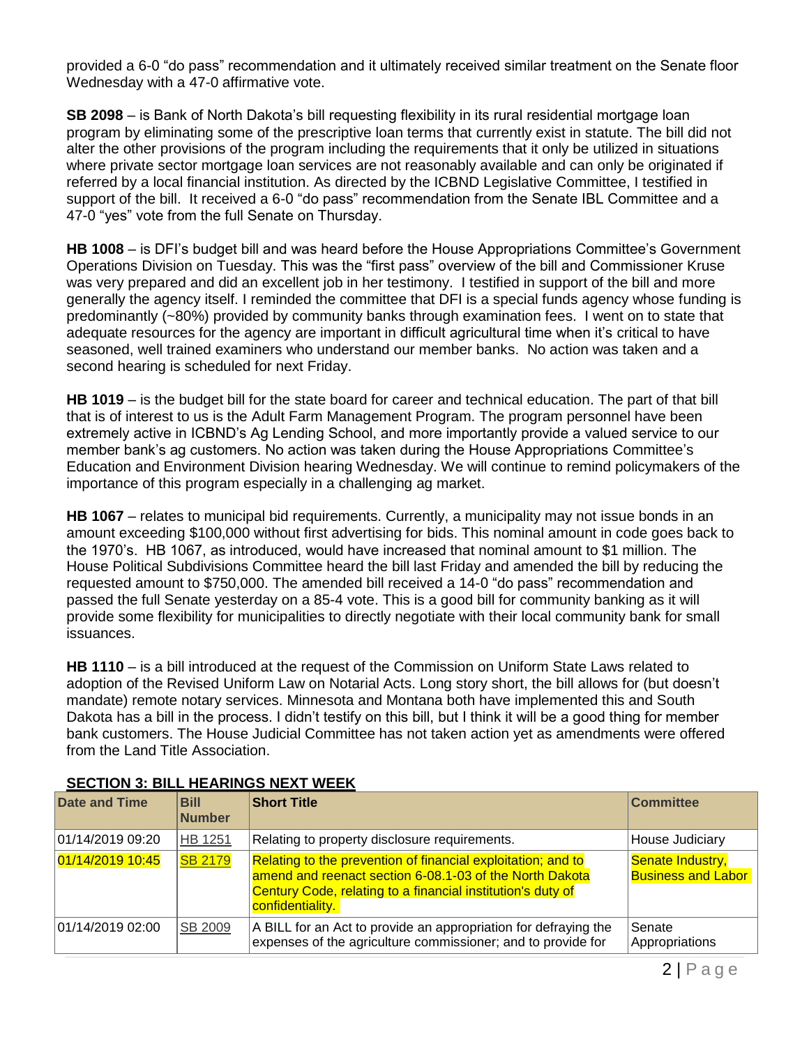provided a 6-0 "do pass" recommendation and it ultimately received similar treatment on the Senate floor Wednesday with a 47-0 affirmative vote.

**SB 2098** – is Bank of North Dakota's bill requesting flexibility in its rural residential mortgage loan program by eliminating some of the prescriptive loan terms that currently exist in statute. The bill did not alter the other provisions of the program including the requirements that it only be utilized in situations where private sector mortgage loan services are not reasonably available and can only be originated if referred by a local financial institution. As directed by the ICBND Legislative Committee, I testified in support of the bill. It received a 6-0 "do pass" recommendation from the Senate IBL Committee and a 47-0 "yes" vote from the full Senate on Thursday.

**HB 1008** – is DFI's budget bill and was heard before the House Appropriations Committee's Government Operations Division on Tuesday. This was the "first pass" overview of the bill and Commissioner Kruse was very prepared and did an excellent job in her testimony. I testified in support of the bill and more generally the agency itself. I reminded the committee that DFI is a special funds agency whose funding is predominantly (~80%) provided by community banks through examination fees. I went on to state that adequate resources for the agency are important in difficult agricultural time when it's critical to have seasoned, well trained examiners who understand our member banks. No action was taken and a second hearing is scheduled for next Friday.

**HB 1019** – is the budget bill for the state board for career and technical education. The part of that bill that is of interest to us is the Adult Farm Management Program. The program personnel have been extremely active in ICBND's Ag Lending School, and more importantly provide a valued service to our member bank's ag customers. No action was taken during the House Appropriations Committee's Education and Environment Division hearing Wednesday. We will continue to remind policymakers of the importance of this program especially in a challenging ag market.

**HB 1067** – relates to municipal bid requirements. Currently, a municipality may not issue bonds in an amount exceeding $100,000 without first advertising for bids. This nominal amount in code goes back to the 1970's. HB 1067, as introduced, would have increased that nominal amount to $1 million. The House Political Subdivisions Committee heard the bill last Friday and amended the bill by reducing the requested amount to $750,000. The amended bill received a 14-0 "do pass" recommendation and passed the full Senate yesterday on a 85-4 vote. This is a good bill for community banking as it will provide some flexibility for municipalities to directly negotiate with their local community bank for small issuances.

**HB 1110** – is a bill introduced at the request of the Commission on Uniform State Laws related to adoption of the Revised Uniform Law on Notarial Acts. Long story short, the bill allows for (but doesn't mandate) remote notary services. Minnesota and Montana both have implemented this and South Dakota has a bill in the process. I didn't testify on this bill, but I think it will be a good thing for member bank customers. The House Judicial Committee has not taken action yet as amendments were offered from the Land Title Association.

## SECTION 3: BILL HEARINGS NEXT WEEK

| Date and Time | Bill Number | Short Title | Committee |
|---|---|---|---|
| 01/14/2019 09:20 | HB 1251 | Relating to property disclosure requirements. | House Judiciary |
| 01/14/2019 10:45 | SB 2179 | Relating to the prevention of financial exploitation; and to amend and reenact section 6-08.1-03 of the North Dakota Century Code, relating to a financial institution's duty of confidentiality. | Senate Industry, Business and Labor |
| 01/14/2019 02:00 | SB 2009 | A BILL for an Act to provide an appropriation for defraying the expenses of the agriculture commissioner; and to provide for | Senate Appropriations |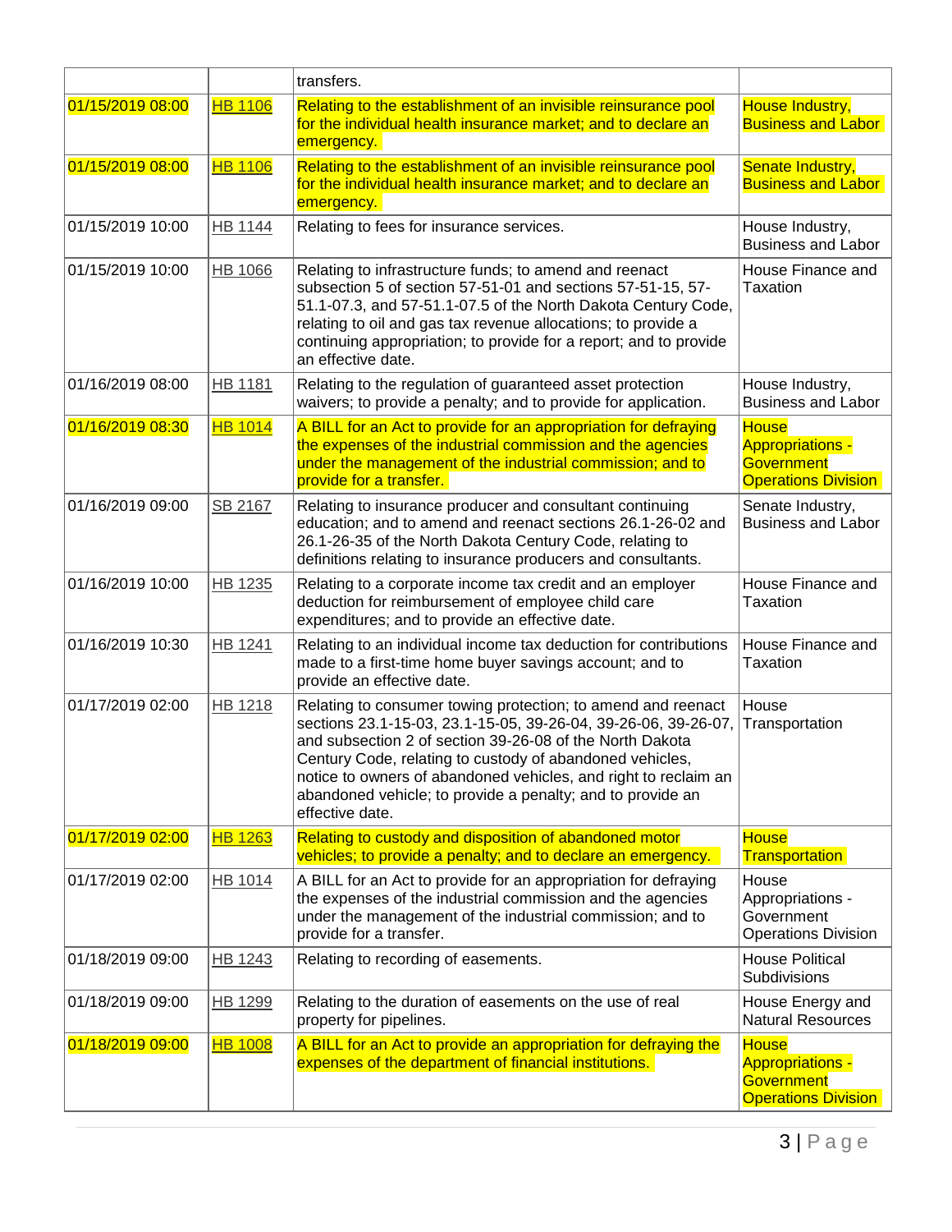| | | transfers. | |
|---|---|---|---|
| 01/15/2019 08:00 | HB 1106 | Relating to the establishment of an invisible reinsurance pool for the individual health insurance market; and to declare an emergency. | House Industry, Business and Labor |
| 01/15/2019 08:00 | HB 1106 | Relating to the establishment of an invisible reinsurance pool for the individual health insurance market; and to declare an emergency. | Senate Industry, Business and Labor |
| 01/15/2019 10:00 | HB 1144 | Relating to fees for insurance services. | House Industry, Business and Labor |
| 01/15/2019 10:00 | HB 1066 | Relating to infrastructure funds; to amend and reenact subsection 5 of section 57-51-01 and sections 57-51-15, 57-51.1-07.3, and 57-51.1-07.5 of the North Dakota Century Code, relating to oil and gas tax revenue allocations; to provide a continuing appropriation; to provide for a report; and to provide an effective date. | House Finance and Taxation |
| 01/16/2019 08:00 | HB 1181 | Relating to the regulation of guaranteed asset protection waivers; to provide a penalty; and to provide for application. | House Industry, Business and Labor |
| 01/16/2019 08:30 | HB 1014 | A BILL for an Act to provide for an appropriation for defraying the expenses of the industrial commission and the agencies under the management of the industrial commission; and to provide for a transfer. | House Appropriations - Government Operations Division |
| 01/16/2019 09:00 | SB 2167 | Relating to insurance producer and consultant continuing education; and to amend and reenact sections 26.1-26-02 and 26.1-26-35 of the North Dakota Century Code, relating to definitions relating to insurance producers and consultants. | Senate Industry, Business and Labor |
| 01/16/2019 10:00 | HB 1235 | Relating to a corporate income tax credit and an employer deduction for reimbursement of employee child care expenditures; and to provide an effective date. | House Finance and Taxation |
| 01/16/2019 10:30 | HB 1241 | Relating to an individual income tax deduction for contributions made to a first-time home buyer savings account; and to provide an effective date. | House Finance and Taxation |
| 01/17/2019 02:00 | HB 1218 | Relating to consumer towing protection; to amend and reenact sections 23.1-15-03, 23.1-15-05, 39-26-04, 39-26-06, 39-26-07, and subsection 2 of section 39-26-08 of the North Dakota Century Code, relating to custody of abandoned vehicles, notice to owners of abandoned vehicles, and right to reclaim an abandoned vehicle; to provide a penalty; and to provide an effective date. | House Transportation |
| 01/17/2019 02:00 | HB 1263 | Relating to custody and disposition of abandoned motor vehicles; to provide a penalty; and to declare an emergency. | House Transportation |
| 01/17/2019 02:00 | HB 1014 | A BILL for an Act to provide for an appropriation for defraying the expenses of the industrial commission and the agencies under the management of the industrial commission; and to provide for a transfer. | House Appropriations - Government Operations Division |
| 01/18/2019 09:00 | HB 1243 | Relating to recording of easements. | House Political Subdivisions |
| 01/18/2019 09:00 | HB 1299 | Relating to the duration of easements on the use of real property for pipelines. | House Energy and Natural Resources |
| 01/18/2019 09:00 | HB 1008 | A BILL for an Act to provide an appropriation for defraying the expenses of the department of financial institutions. | House Appropriations - Government Operations Division |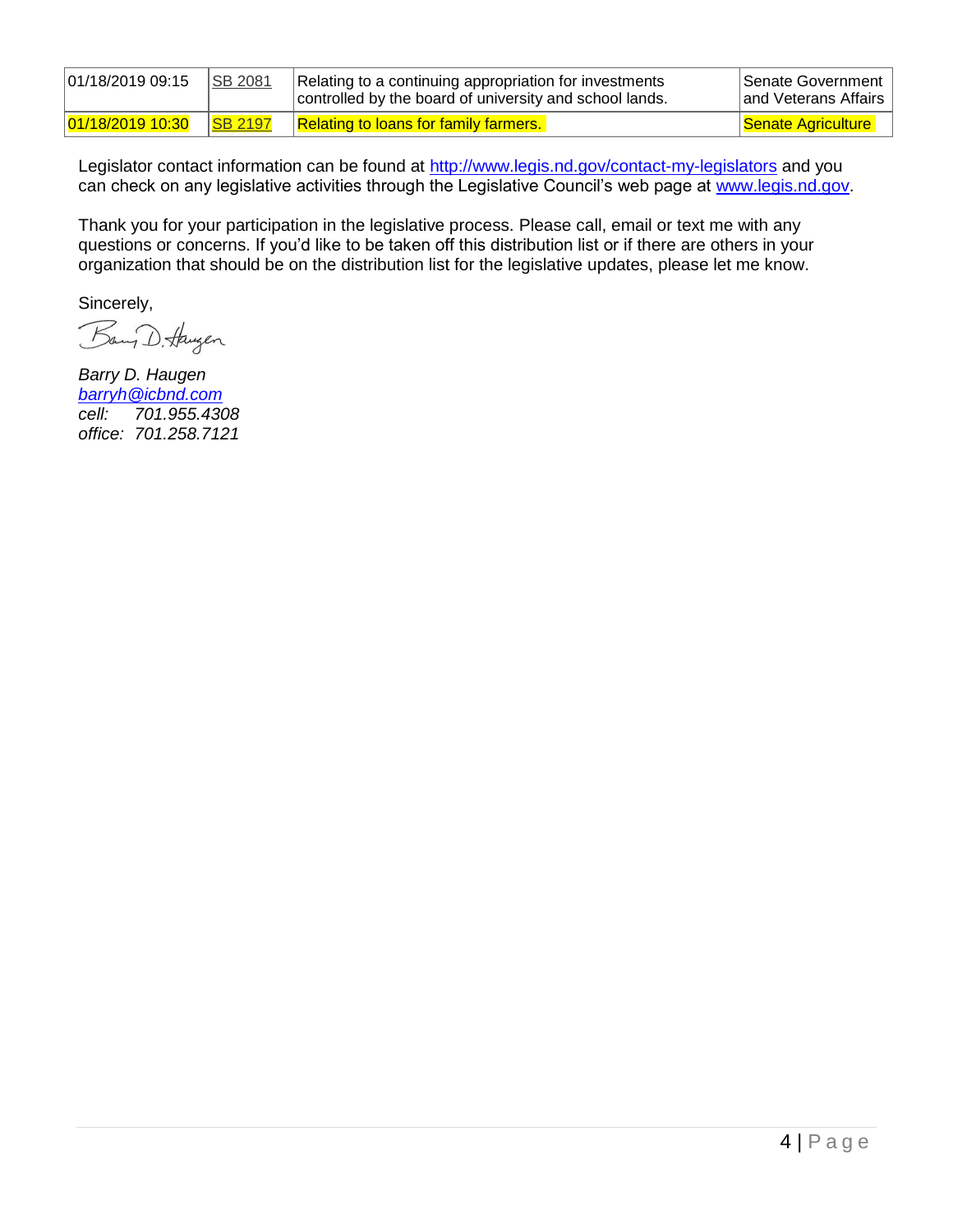| | | | |
|---|---|---|---|
| 01/18/2019 09:15 | SB 2081 | Relating to a continuing appropriation for investments controlled by the board of university and school lands. | Senate Government and Veterans Affairs |
| 01/18/2019 10:30 | SB 2197 | Relating to loans for family farmers. | Senate Agriculture |

Legislator contact information can be found at http://www.legis.nd.gov/contact-my-legislators and you can check on any legislative activities through the Legislative Council's web page at www.legis.nd.gov.

Thank you for your participation in the legislative process. Please call, email or text me with any questions or concerns. If you'd like to be taken off this distribution list or if there are others in your organization that should be on the distribution list for the legislative updates, please let me know.

Sincerely,

Barry D. Haugen

*Barry D. Haugen*
*barryh@icbnd.com*
*cell: 701.955.4308*
*office: 701.258.7121*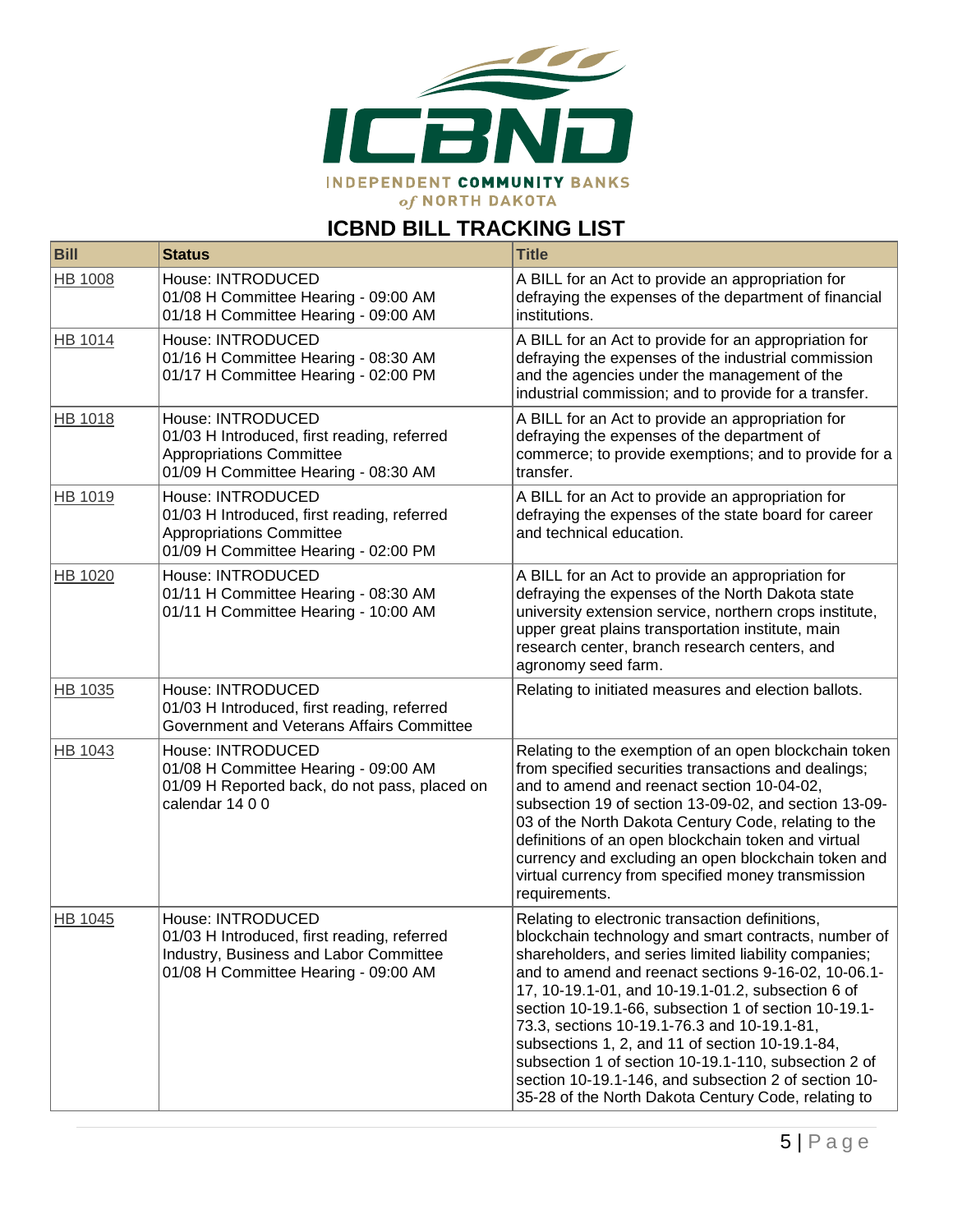INDEPENDENT COMMUNITY BANKS of NORTH DAKOTA

## ICBND BILL TRACKING LIST

| Bill | Status | Title |
|---|---|---|
| HB 1008 | House: INTRODUCED<br>01/08 H Committee Hearing - 09:00 AM<br>01/18 H Committee Hearing - 09:00 AM | A BILL for an Act to provide an appropriation for defraying the expenses of the department of financial institutions. |
| HB 1014 | House: INTRODUCED<br>01/16 H Committee Hearing - 08:30 AM<br>01/17 H Committee Hearing - 02:00 PM | A BILL for an Act to provide for an appropriation for defraying the expenses of the industrial commission and the agencies under the management of the industrial commission; and to provide for a transfer. |
| HB 1018 | House: INTRODUCED<br>01/03 H Introduced, first reading, referred Appropriations Committee<br>01/09 H Committee Hearing - 08:30 AM | A BILL for an Act to provide an appropriation for defraying the expenses of the department of commerce; to provide exemptions; and to provide for a transfer. |
| HB 1019 | House: INTRODUCED<br>01/03 H Introduced, first reading, referred Appropriations Committee<br>01/09 H Committee Hearing - 02:00 PM | A BILL for an Act to provide an appropriation for defraying the expenses of the state board for career and technical education. |
| HB 1020 | House: INTRODUCED<br>01/11 H Committee Hearing - 08:30 AM<br>01/11 H Committee Hearing - 10:00 AM | A BILL for an Act to provide an appropriation for defraying the expenses of the North Dakota state university extension service, northern crops institute, upper great plains transportation institute, main research center, branch research centers, and agronomy seed farm. |
| HB 1035 | House: INTRODUCED<br>01/03 H Introduced, first reading, referred Government and Veterans Affairs Committee | Relating to initiated measures and election ballots. |
| HB 1043 | House: INTRODUCED<br>01/08 H Committee Hearing - 09:00 AM<br>01/09 H Reported back, do not pass, placed on calendar 14 0 0 | Relating to the exemption of an open blockchain token from specified securities transactions and dealings; and to amend and reenact section 10-04-02, subsection 19 of section 13-09-02, and section 13-09-03 of the North Dakota Century Code, relating to the definitions of an open blockchain token and virtual currency and excluding an open blockchain token and virtual currency from specified money transmission requirements. |
| HB 1045 | House: INTRODUCED<br>01/03 H Introduced, first reading, referred Industry, Business and Labor Committee<br>01/08 H Committee Hearing - 09:00 AM | Relating to electronic transaction definitions, blockchain technology and smart contracts, number of shareholders, and series limited liability companies; and to amend and reenact sections 9-16-02, 10-06.1-17, 10-19.1-01, and 10-19.1-01.2, subsection 6 of section 10-19.1-66, subsection 1 of section 10-19.1-73.3, sections 10-19.1-76.3 and 10-19.1-81, subsections 1, 2, and 11 of section 10-19.1-84, subsection 1 of section 10-19.1-110, subsection 2 of section 10-19.1-146, and subsection 2 of section 10-35-28 of the North Dakota Century Code, relating to |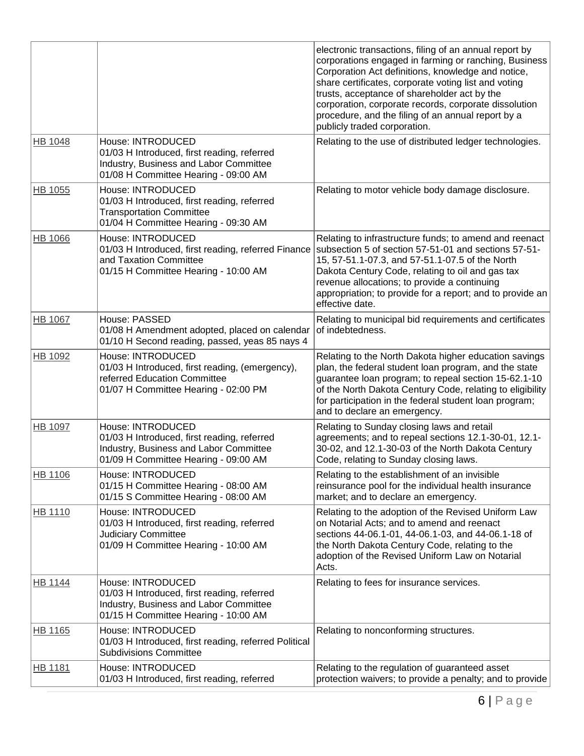| | | |
|---|---|---|
| | | electronic transactions, filing of an annual report by corporations engaged in farming or ranching, Business Corporation Act definitions, knowledge and notice, share certificates, corporate voting list and voting trusts, acceptance of shareholder act by the corporation, corporate records, corporate dissolution procedure, and the filing of an annual report by a publicly traded corporation. |
| HB 1048 | House: INTRODUCED<br>01/03 H Introduced, first reading, referred Industry, Business and Labor Committee<br>01/08 H Committee Hearing - 09:00 AM | Relating to the use of distributed ledger technologies. |
| HB 1055 | House: INTRODUCED<br>01/03 H Introduced, first reading, referred Transportation Committee<br>01/04 H Committee Hearing - 09:30 AM | Relating to motor vehicle body damage disclosure. |
| HB 1066 | House: INTRODUCED<br>01/03 H Introduced, first reading, referred Finance and Taxation Committee<br>01/15 H Committee Hearing - 10:00 AM | Relating to infrastructure funds; to amend and reenact subsection 5 of section 57-51-01 and sections 57-51-15, 57-51.1-07.3, and 57-51.1-07.5 of the North Dakota Century Code, relating to oil and gas tax revenue allocations; to provide a continuing appropriation; to provide for a report; and to provide an effective date. |
| HB 1067 | House: PASSED<br>01/08 H Amendment adopted, placed on calendar<br>01/10 H Second reading, passed, yeas 85 nays 4 | Relating to municipal bid requirements and certificates of indebtedness. |
| HB 1092 | House: INTRODUCED<br>01/03 H Introduced, first reading, (emergency), referred Education Committee<br>01/07 H Committee Hearing - 02:00 PM | Relating to the North Dakota higher education savings plan, the federal student loan program, and the state guarantee loan program; to repeal section 15-62.1-10 of the North Dakota Century Code, relating to eligibility for participation in the federal student loan program; and to declare an emergency. |
| HB 1097 | House: INTRODUCED<br>01/03 H Introduced, first reading, referred Industry, Business and Labor Committee<br>01/09 H Committee Hearing - 09:00 AM | Relating to Sunday closing laws and retail agreements; and to repeal sections 12.1-30-01, 12.1-30-02, and 12.1-30-03 of the North Dakota Century Code, relating to Sunday closing laws. |
| HB 1106 | House: INTRODUCED<br>01/15 H Committee Hearing - 08:00 AM<br>01/15 S Committee Hearing - 08:00 AM | Relating to the establishment of an invisible reinsurance pool for the individual health insurance market; and to declare an emergency. |
| HB 1110 | House: INTRODUCED<br>01/03 H Introduced, first reading, referred Judiciary Committee<br>01/09 H Committee Hearing - 10:00 AM | Relating to the adoption of the Revised Uniform Law on Notarial Acts; and to amend and reenact sections 44-06.1-01, 44-06.1-03, and 44-06.1-18 of the North Dakota Century Code, relating to the adoption of the Revised Uniform Law on Notarial Acts. |
| HB 1144 | House: INTRODUCED<br>01/03 H Introduced, first reading, referred Industry, Business and Labor Committee<br>01/15 H Committee Hearing - 10:00 AM | Relating to fees for insurance services. |
| HB 1165 | House: INTRODUCED<br>01/03 H Introduced, first reading, referred Political Subdivisions Committee | Relating to nonconforming structures. |
| HB 1181 | House: INTRODUCED<br>01/03 H Introduced, first reading, referred | Relating to the regulation of guaranteed asset protection waivers; to provide a penalty; and to provide |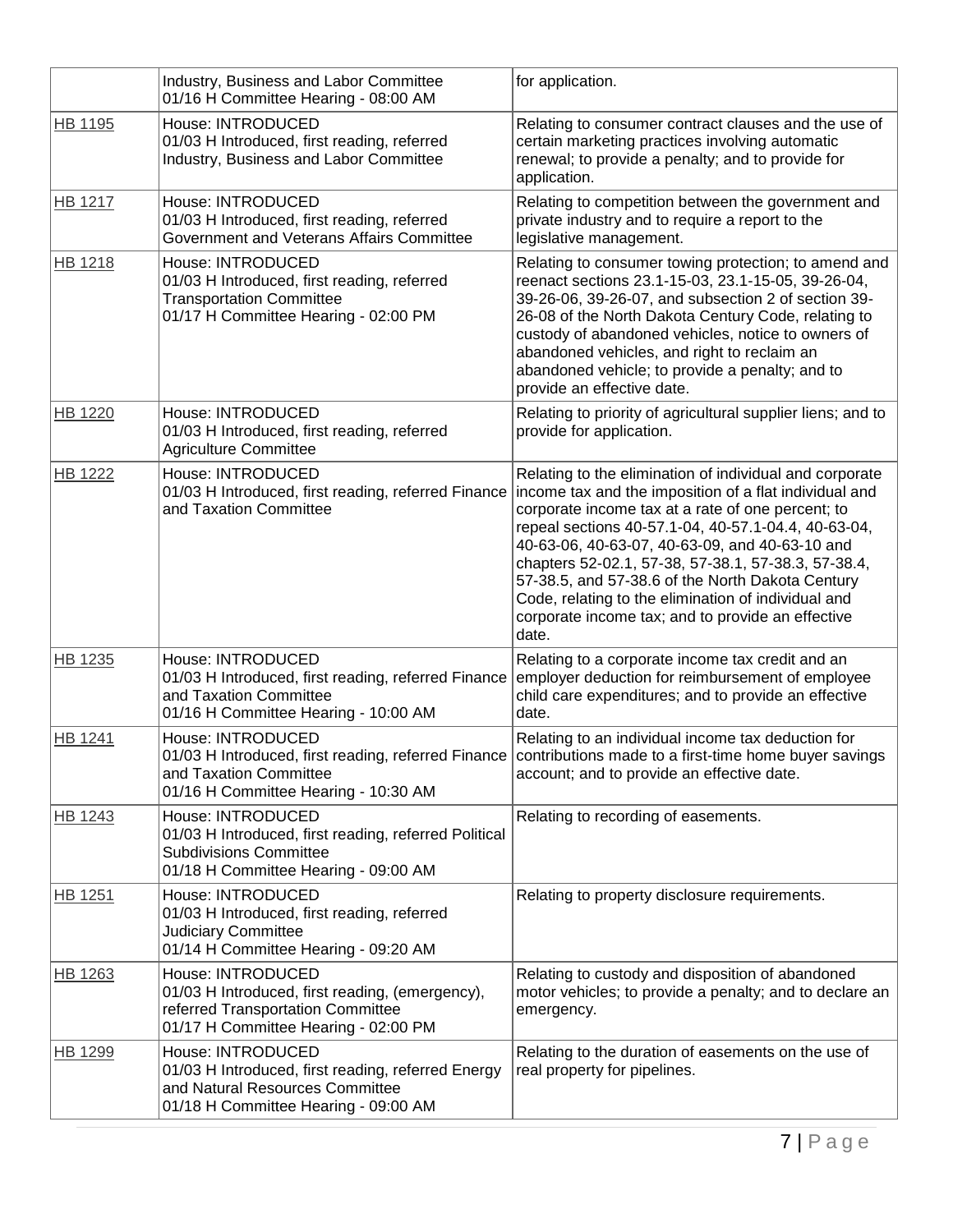| | | |
|---|---|---|
| | Industry, Business and Labor Committee<br>01/16 H Committee Hearing - 08:00 AM | for application. |
| HB 1195 | House: INTRODUCED<br>01/03 H Introduced, first reading, referred Industry, Business and Labor Committee | Relating to consumer contract clauses and the use of certain marketing practices involving automatic renewal; to provide a penalty; and to provide for application. |
| HB 1217 | House: INTRODUCED<br>01/03 H Introduced, first reading, referred Government and Veterans Affairs Committee | Relating to competition between the government and private industry and to require a report to the legislative management. |
| HB 1218 | House: INTRODUCED<br>01/03 H Introduced, first reading, referred Transportation Committee<br>01/17 H Committee Hearing - 02:00 PM | Relating to consumer towing protection; to amend and reenact sections 23.1-15-03, 23.1-15-05, 39-26-04, 39-26-06, 39-26-07, and subsection 2 of section 39-26-08 of the North Dakota Century Code, relating to custody of abandoned vehicles, notice to owners of abandoned vehicles, and right to reclaim an abandoned vehicle; to provide a penalty; and to provide an effective date. |
| HB 1220 | House: INTRODUCED<br>01/03 H Introduced, first reading, referred Agriculture Committee | Relating to priority of agricultural supplier liens; and to provide for application. |
| HB 1222 | House: INTRODUCED<br>01/03 H Introduced, first reading, referred Finance and Taxation Committee | Relating to the elimination of individual and corporate income tax and the imposition of a flat individual and corporate income tax at a rate of one percent; to repeal sections 40-57.1-04, 40-57.1-04.4, 40-63-04, 40-63-06, 40-63-07, 40-63-09, and 40-63-10 and chapters 52-02.1, 57-38, 57-38.1, 57-38.3, 57-38.4, 57-38.5, and 57-38.6 of the North Dakota Century Code, relating to the elimination of individual and corporate income tax; and to provide an effective date. |
| HB 1235 | House: INTRODUCED<br>01/03 H Introduced, first reading, referred Finance and Taxation Committee<br>01/16 H Committee Hearing - 10:00 AM | Relating to a corporate income tax credit and an employer deduction for reimbursement of employee child care expenditures; and to provide an effective date. |
| HB 1241 | House: INTRODUCED<br>01/03 H Introduced, first reading, referred Finance and Taxation Committee<br>01/16 H Committee Hearing - 10:30 AM | Relating to an individual income tax deduction for contributions made to a first-time home buyer savings account; and to provide an effective date. |
| HB 1243 | House: INTRODUCED<br>01/03 H Introduced, first reading, referred Political Subdivisions Committee<br>01/18 H Committee Hearing - 09:00 AM | Relating to recording of easements. |
| HB 1251 | House: INTRODUCED<br>01/03 H Introduced, first reading, referred Judiciary Committee<br>01/14 H Committee Hearing - 09:20 AM | Relating to property disclosure requirements. |
| HB 1263 | House: INTRODUCED<br>01/03 H Introduced, first reading, (emergency), referred Transportation Committee<br>01/17 H Committee Hearing - 02:00 PM | Relating to custody and disposition of abandoned motor vehicles; to provide a penalty; and to declare an emergency. |
| HB 1299 | House: INTRODUCED<br>01/03 H Introduced, first reading, referred Energy and Natural Resources Committee<br>01/18 H Committee Hearing - 09:00 AM | Relating to the duration of easements on the use of real property for pipelines. |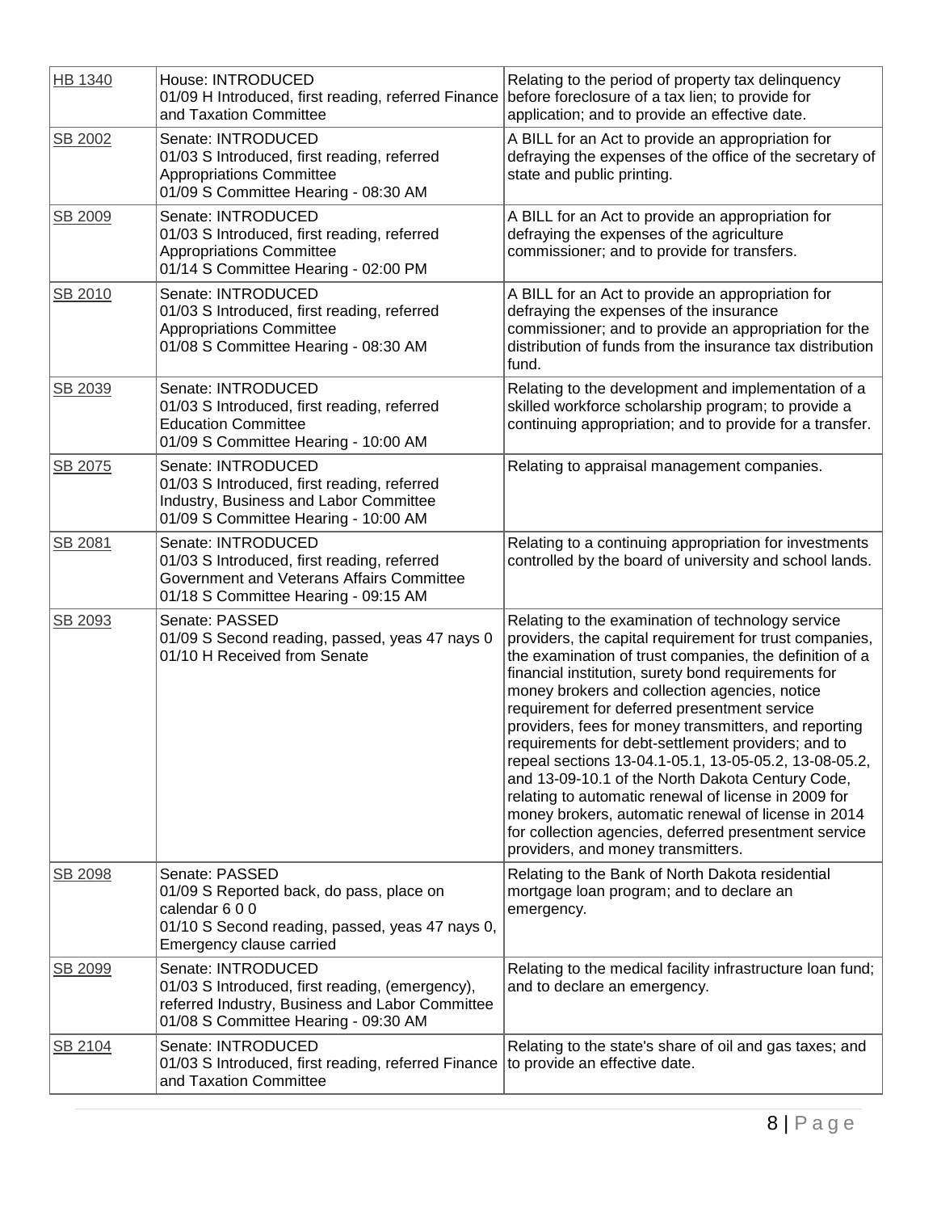| | | |
|---|---|---|
| HB 1340 | House: INTRODUCED<br>01/09 H Introduced, first reading, referred Finance and Taxation Committee | Relating to the period of property tax delinquency before foreclosure of a tax lien; to provide for application; and to provide an effective date. |
| SB 2002 | Senate: INTRODUCED<br>01/03 S Introduced, first reading, referred Appropriations Committee<br>01/09 S Committee Hearing - 08:30 AM | A BILL for an Act to provide an appropriation for defraying the expenses of the office of the secretary of state and public printing. |
| SB 2009 | Senate: INTRODUCED<br>01/03 S Introduced, first reading, referred Appropriations Committee<br>01/14 S Committee Hearing - 02:00 PM | A BILL for an Act to provide an appropriation for defraying the expenses of the agriculture commissioner; and to provide for transfers. |
| SB 2010 | Senate: INTRODUCED<br>01/03 S Introduced, first reading, referred Appropriations Committee<br>01/08 S Committee Hearing - 08:30 AM | A BILL for an Act to provide an appropriation for defraying the expenses of the insurance commissioner; and to provide an appropriation for the distribution of funds from the insurance tax distribution fund. |
| SB 2039 | Senate: INTRODUCED<br>01/03 S Introduced, first reading, referred Education Committee<br>01/09 S Committee Hearing - 10:00 AM | Relating to the development and implementation of a skilled workforce scholarship program; to provide a continuing appropriation; and to provide for a transfer. |
| SB 2075 | Senate: INTRODUCED<br>01/03 S Introduced, first reading, referred Industry, Business and Labor Committee<br>01/09 S Committee Hearing - 10:00 AM | Relating to appraisal management companies. |
| SB 2081 | Senate: INTRODUCED<br>01/03 S Introduced, first reading, referred Government and Veterans Affairs Committee<br>01/18 S Committee Hearing - 09:15 AM | Relating to a continuing appropriation for investments controlled by the board of university and school lands. |
| SB 2093 | Senate: PASSED<br>01/09 S Second reading, passed, yeas 47 nays 0<br>01/10 H Received from Senate | Relating to the examination of technology service providers, the capital requirement for trust companies, the examination of trust companies, the definition of a financial institution, surety bond requirements for money brokers and collection agencies, notice requirement for deferred presentment service providers, fees for money transmitters, and reporting requirements for debt-settlement providers; and to repeal sections 13-04.1-05.1, 13-05-05.2, 13-08-05.2, and 13-09-10.1 of the North Dakota Century Code, relating to automatic renewal of license in 2009 for money brokers, automatic renewal of license in 2014 for collection agencies, deferred presentment service providers, and money transmitters. |
| SB 2098 | Senate: PASSED<br>01/09 S Reported back, do pass, place on calendar 6 0 0<br>01/10 S Second reading, passed, yeas 47 nays 0, Emergency clause carried | Relating to the Bank of North Dakota residential mortgage loan program; and to declare an emergency. |
| SB 2099 | Senate: INTRODUCED<br>01/03 S Introduced, first reading, (emergency), referred Industry, Business and Labor Committee<br>01/08 S Committee Hearing - 09:30 AM | Relating to the medical facility infrastructure loan fund; and to declare an emergency. |
| SB 2104 | Senate: INTRODUCED<br>01/03 S Introduced, first reading, referred Finance and Taxation Committee | Relating to the state's share of oil and gas taxes; and to provide an effective date. |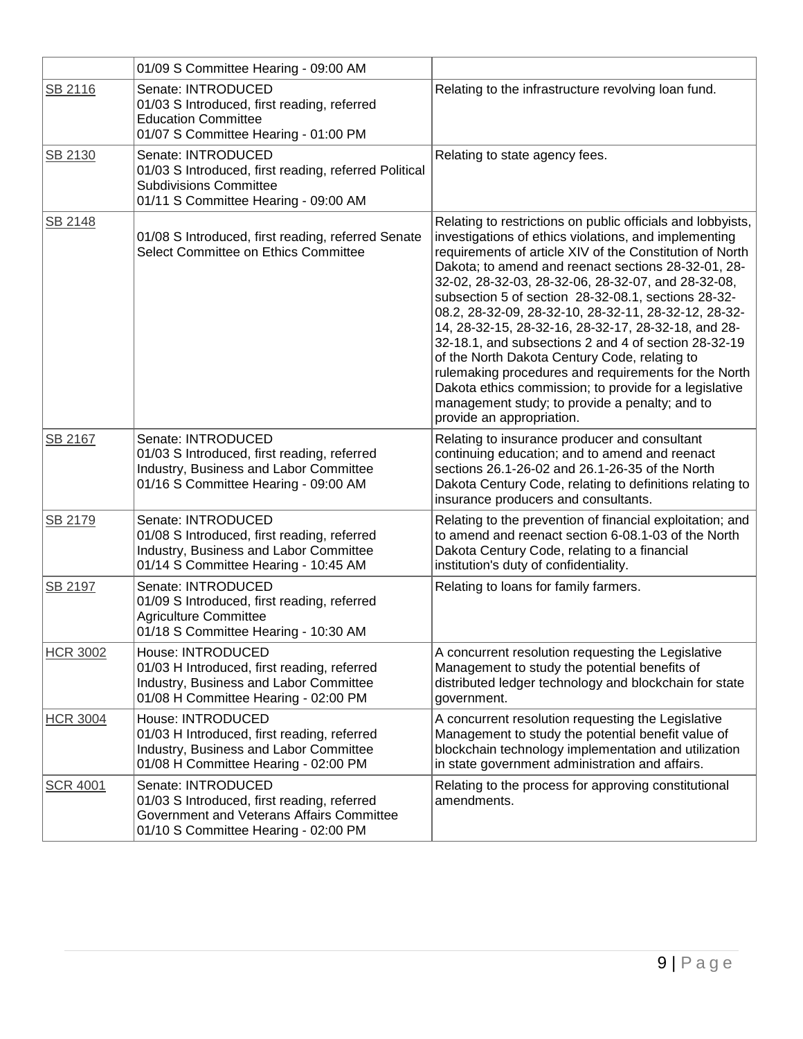| | | |
|---|---|---|
| | 01/09 S Committee Hearing - 09:00 AM | |
| SB 2116 | Senate: INTRODUCED<br>01/03 S Introduced, first reading, referred Education Committee<br>01/07 S Committee Hearing - 01:00 PM | Relating to the infrastructure revolving loan fund. |
| SB 2130 | Senate: INTRODUCED<br>01/03 S Introduced, first reading, referred Political Subdivisions Committee<br>01/11 S Committee Hearing - 09:00 AM | Relating to state agency fees. |
| SB 2148 | 01/08 S Introduced, first reading, referred Senate Select Committee on Ethics Committee | Relating to restrictions on public officials and lobbyists, investigations of ethics violations, and implementing requirements of article XIV of the Constitution of North Dakota; to amend and reenact sections 28-32-01, 28-32-02, 28-32-03, 28-32-06, 28-32-07, and 28-32-08, subsection 5 of section 28-32-08.1, sections 28-32-08.2, 28-32-09, 28-32-10, 28-32-11, 28-32-12, 28-32-14, 28-32-15, 28-32-16, 28-32-17, 28-32-18, and 28-32-18.1, and subsections 2 and 4 of section 28-32-19 of the North Dakota Century Code, relating to rulemaking procedures and requirements for the North Dakota ethics commission; to provide for a legislative management study; to provide a penalty; and to provide an appropriation. |
| SB 2167 | Senate: INTRODUCED<br>01/03 S Introduced, first reading, referred Industry, Business and Labor Committee<br>01/16 S Committee Hearing - 09:00 AM | Relating to insurance producer and consultant continuing education; and to amend and reenact sections 26.1-26-02 and 26.1-26-35 of the North Dakota Century Code, relating to definitions relating to insurance producers and consultants. |
| SB 2179 | Senate: INTRODUCED<br>01/08 S Introduced, first reading, referred Industry, Business and Labor Committee<br>01/14 S Committee Hearing - 10:45 AM | Relating to the prevention of financial exploitation; and to amend and reenact section 6-08.1-03 of the North Dakota Century Code, relating to a financial institution's duty of confidentiality. |
| SB 2197 | Senate: INTRODUCED<br>01/09 S Introduced, first reading, referred Agriculture Committee<br>01/18 S Committee Hearing - 10:30 AM | Relating to loans for family farmers. |
| HCR 3002 | House: INTRODUCED<br>01/03 H Introduced, first reading, referred Industry, Business and Labor Committee<br>01/08 H Committee Hearing - 02:00 PM | A concurrent resolution requesting the Legislative Management to study the potential benefits of distributed ledger technology and blockchain for state government. |
| HCR 3004 | House: INTRODUCED<br>01/03 H Introduced, first reading, referred Industry, Business and Labor Committee<br>01/08 H Committee Hearing - 02:00 PM | A concurrent resolution requesting the Legislative Management to study the potential benefit value of blockchain technology implementation and utilization in state government administration and affairs. |
| SCR 4001 | Senate: INTRODUCED<br>01/03 S Introduced, first reading, referred Government and Veterans Affairs Committee<br>01/10 S Committee Hearing - 02:00 PM | Relating to the process for approving constitutional amendments. |